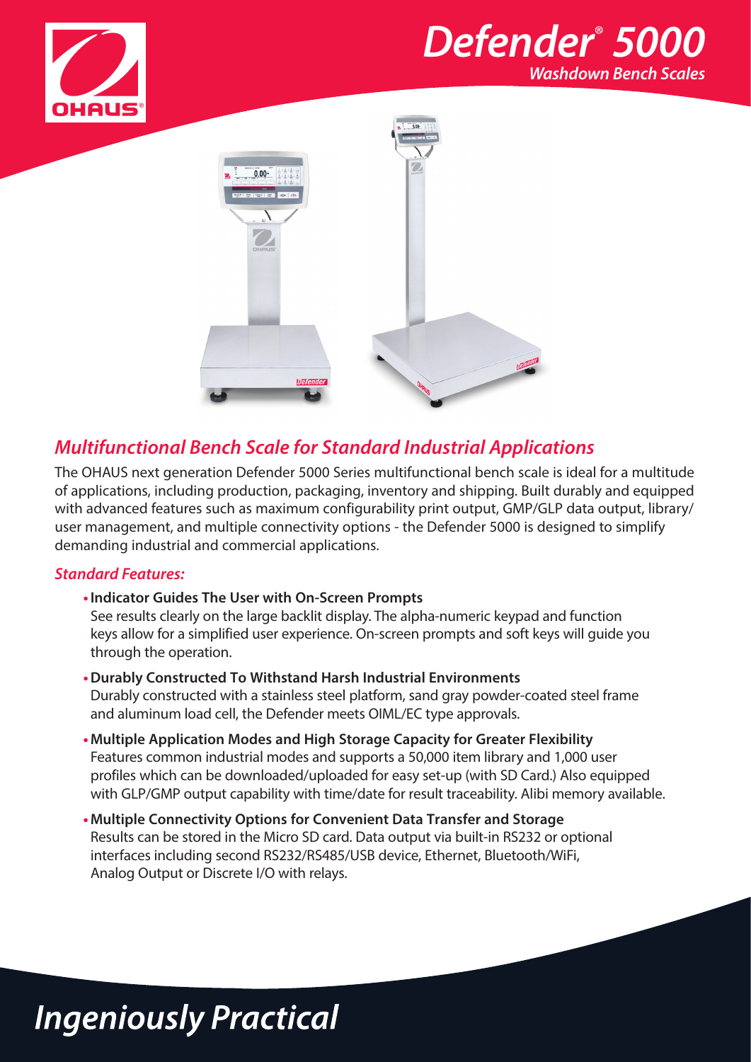# Defender® 5000

## Washdown Bench Scales

## Multifunctional Bench Scale for Standard Industrial Applications

The OHAUS next generation Defender 5000 Series multifunctional bench scale is ideal for a multitude of applications, including production, packaging, inventory and shipping. Built durably and equipped with advanced features such as maximum configurability print output, GMP/GLP data output, library/user management, and multiple connectivity options - the Defender 5000 is designed to simplify demanding industrial and commercial applications.

### Standard Features:

- **Indicator Guides The User with On-Screen Prompts**
  See results clearly on the large backlit display. The alpha-numeric keypad and function keys allow for a simplified user experience. On-screen prompts and soft keys will guide you through the operation.
- **Durably Constructed To Withstand Harsh Industrial Environments**
  Durably constructed with a stainless steel platform, sand gray powder-coated steel frame and aluminum load cell, the Defender meets OIML/EC type approvals.
- **Multiple Application Modes and High Storage Capacity for Greater Flexibility**
  Features common industrial modes and supports a 50,000 item library and 1,000 user profiles which can be downloaded/uploaded for easy set-up (with SD Card.) Also equipped with GLP/GMP output capability with time/date for result traceability. Alibi memory available.
- **Multiple Connectivity Options for Convenient Data Transfer and Storage**
  Results can be stored in the Micro SD card. Data output via built-in RS232 or optional interfaces including second RS232/RS485/USB device, Ethernet, Bluetooth/WiFi, Analog Output or Discrete I/O with relays.

# Ingeniously Practical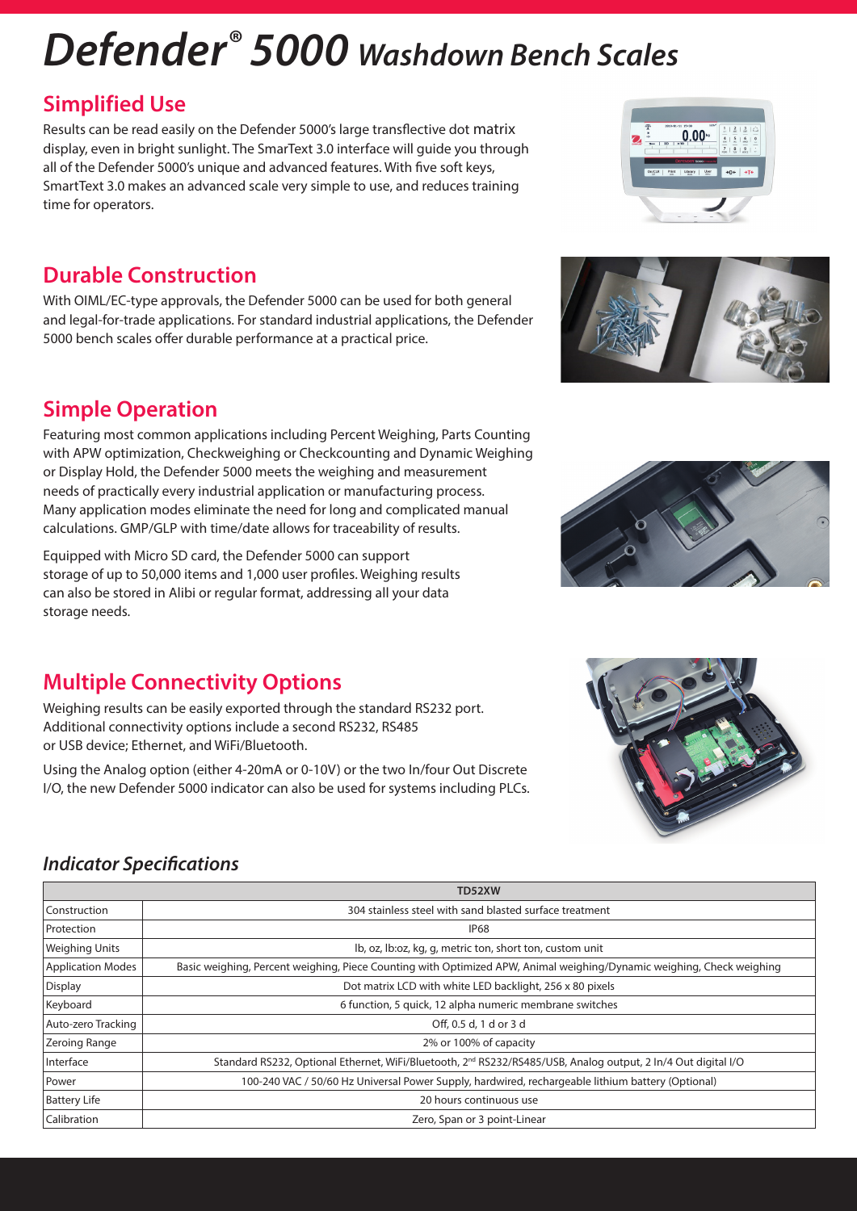# Defender® 5000 Washdown Bench Scales

## Simplified Use

Results can be read easily on the Defender 5000's large transflective dot matrix display, even in bright sunlight. The SmarText 3.0 interface will guide you through all of the Defender 5000's unique and advanced features. With five soft keys, SmartText 3.0 makes an advanced scale very simple to use, and reduces training time for operators.

## Durable Construction

With OIML/EC-type approvals, the Defender 5000 can be used for both general and legal-for-trade applications. For standard industrial applications, the Defender 5000 bench scales offer durable performance at a practical price.

## Simple Operation

Featuring most common applications including Percent Weighing, Parts Counting with APW optimization, Checkweighing or Checkcounting and Dynamic Weighing or Display Hold, the Defender 5000 meets the weighing and measurement needs of practically every industrial application or manufacturing process. Many application modes eliminate the need for long and complicated manual calculations. GMP/GLP with time/date allows for traceability of results.

Equipped with Micro SD card, the Defender 5000 can support storage of up to 50,000 items and 1,000 user profiles. Weighing results can also be stored in Alibi or regular format, addressing all your data storage needs.

## Multiple Connectivity Options

Weighing results can be easily exported through the standard RS232 port. Additional connectivity options include a second RS232, RS485 or USB device; Ethernet, and WiFi/Bluetooth.

Using the Analog option (either 4-20mA or 0-10V) or the two In/four Out Discrete I/O, the new Defender 5000 indicator can also be used for systems including PLCs.

### *Indicator Specifications*

| | TD52XW |
|---|---|
| Construction | 304 stainless steel with sand blasted surface treatment |
| Protection | IP68 |
| Weighing Units | lb, oz, lb:oz, kg, g, metric ton, short ton, custom unit |
| Application Modes | Basic weighing, Percent weighing, Piece Counting with Optimized APW, Animal weighing/Dynamic weighing, Check weighing |
| Display | Dot matrix LCD with white LED backlight, 256 x 80 pixels |
| Keyboard | 6 function, 5 quick, 12 alpha numeric membrane switches |
| Auto-zero Tracking | Off, 0.5 d, 1 d or 3 d |
| Zeroing Range | 2% or 100% of capacity |
| Interface | Standard RS232, Optional Ethernet, WiFi/Bluetooth, 2nd RS232/RS485/USB, Analog output, 2 In/4 Out digital I/O |
| Power | 100-240 VAC / 50/60 Hz Universal Power Supply, hardwired, rechargeable lithium battery (Optional) |
| Battery Life | 20 hours continuous use |
| Calibration | Zero, Span or 3 point-Linear |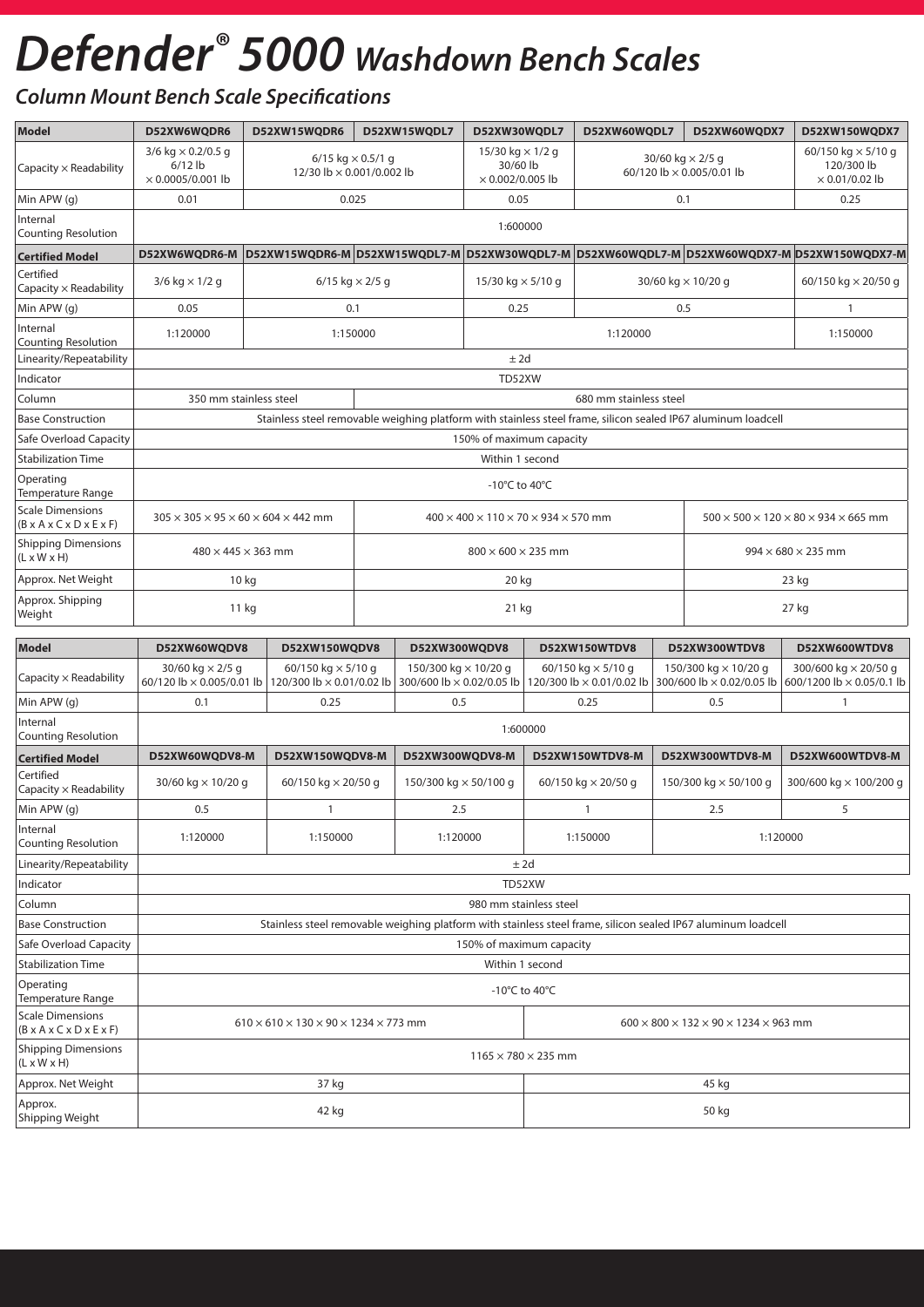# *Defender® 5000 Washdown Bench Scales*

## *Column Mount Bench Scale Specifications*

| Model | D52XW6WQDR6 | D52XW15WQDR6 | D52XW15WQDL7 | D52XW30WQDL7 | D52XW60WQDL7 | D52XW60WQDX7 | D52XW150WQDX7 |
|---|---|---|---|---|---|---|---|
| Capacity × Readability | 3/6 kg × 0.2/0.5 g 6/12 lb × 0.0005/0.001 lb | 6/15 kg × 0.5/1 g 12/30 lb × 0.001/0.002 lb | | 15/30 kg × 1/2 g 30/60 lb × 0.002/0.005 lb | 30/60 kg × 2/5 g 60/120 lb × 0.005/0.01 lb | | 60/150 kg × 5/10 g 120/300 lb × 0.01/0.02 lb |
| Min APW (g) | 0.01 | 0.025 | | 0.05 | 0.1 | | 0.25 |
| Internal Counting Resolution | 1:600000 | | | | | | |
| **Certified Model** | **D52XW6WQDR6-M** | **D52XW15WQDR6-M** | **D52XW15WQDL7-M** | **D52XW30WQDL7-M** | **D52XW60WQDL7-M** | **D52XW60WQDX7-M** | **D52XW150WQDX7-M** |
| Certified Capacity × Readability | 3/6 kg × 1/2 g | 6/15 kg × 2/5 g | | 15/30 kg × 5/10 g | 30/60 kg × 10/20 g | | 60/150 kg × 20/50 g |
| Min APW (g) | 0.05 | 0.1 | | 0.25 | 0.5 | | 1 |
| Internal Counting Resolution | 1:120000 | 1:150000 | | 1:120000 | | | 1:150000 |
| Linearity/Repeatability | ± 2d | | | | | | |
| Indicator | TD52XW | | | | | | |
| Column | 350 mm stainless steel | | 680 mm stainless steel | | | | |
| Base Construction | Stainless steel removable weighing platform with stainless steel frame, silicon sealed IP67 aluminum loadcell | | | | | | |
| Safe Overload Capacity | 150% of maximum capacity | | | | | | |
| Stabilization Time | Within 1 second | | | | | | |
| Operating Temperature Range | -10°C to 40°C | | | | | | |
| Scale Dimensions (B x A x C x D x E x F) | 305 × 305 × 95 × 60 × 604 × 442 mm | | 400 × 400 × 110 × 70 × 934 × 570 mm | | | 500 × 500 × 120 × 80 × 934 × 665 mm | |
| Shipping Dimensions (L x W x H) | 480 × 445 × 363 mm | | 800 × 600 × 235 mm | | | 994 × 680 × 235 mm | |
| Approx. Net Weight | 10 kg | | 20 kg | | | 23 kg | |
| Approx. Shipping Weight | 11 kg | | 21 kg | | | 27 kg | |

| Model | D52XW60WQDV8 | D52XW150WQDV8 | D52XW300WQDV8 | D52XW150WTDV8 | D52XW300WTDV8 | D52XW600WTDV8 |
|---|---|---|---|---|---|---|
| Capacity × Readability | 30/60 kg × 2/5 g 60/120 lb × 0.005/0.01 lb | 60/150 kg × 5/10 g 120/300 lb × 0.01/0.02 lb | 150/300 kg × 10/20 g 300/600 lb × 0.02/0.05 lb | 60/150 kg × 5/10 g 120/300 lb × 0.01/0.02 lb | 150/300 kg × 10/20 g 300/600 lb × 0.02/0.05 lb | 300/600 kg × 20/50 g 600/1200 lb × 0.05/0.1 lb |
| Min APW (g) | 0.1 | 0.25 | 0.5 | 0.25 | 0.5 | 1 |
| Internal Counting Resolution | 1:600000 | | | | | |
| **Certified Model** | **D52XW60WQDV8-M** | **D52XW150WQDV8-M** | **D52XW300WQDV8-M** | **D52XW150WTDV8-M** | **D52XW300WTDV8-M** | **D52XW600WTDV8-M** |
| Certified Capacity × Readability | 30/60 kg × 10/20 g | 60/150 kg × 20/50 g | 150/300 kg × 50/100 g | 60/150 kg × 20/50 g | 150/300 kg × 50/100 g | 300/600 kg × 100/200 g |
| Min APW (g) | 0.5 | 1 | 2.5 | 1 | 2.5 | 5 |
| Internal Counting Resolution | 1:120000 | 1:150000 | 1:120000 | 1:150000 | 1:120000 | |
| Linearity/Repeatability | ± 2d | | | | | |
| Indicator | TD52XW | | | | | |
| Column | 980 mm stainless steel | | | | | |
| Base Construction | Stainless steel removable weighing platform with stainless steel frame, silicon sealed IP67 aluminum loadcell | | | | | |
| Safe Overload Capacity | 150% of maximum capacity | | | | | |
| Stabilization Time | Within 1 second | | | | | |
| Operating Temperature Range | -10°C to 40°C | | | | | |
| Scale Dimensions (B x A x C x D x E x F) | 610 × 610 × 130 × 90 × 1234 × 773 mm | | | 600 × 800 × 132 × 90 × 1234 × 963 mm | | |
| Shipping Dimensions (L x W x H) | 1165 × 780 × 235 mm | | | | | |
| Approx. Net Weight | 37 kg | | | 45 kg | | |
| Approx. Shipping Weight | 42 kg | | | 50 kg | | |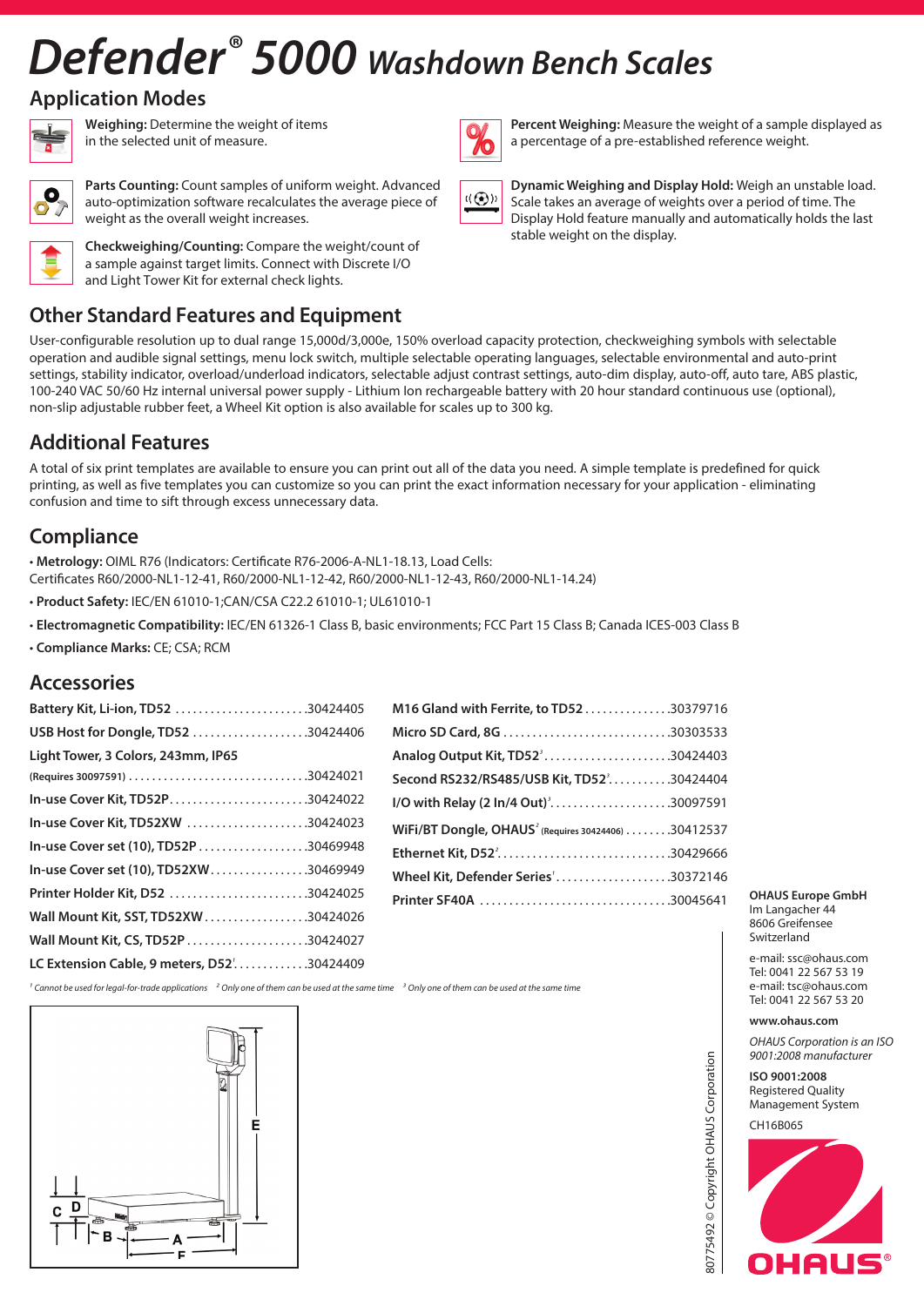# Defender® 5000 Washdown Bench Scales

## Application Modes

**Weighing:** Determine the weight of items in the selected unit of measure.

**Parts Counting:** Count samples of uniform weight. Advanced auto-optimization software recalculates the average piece of weight as the overall weight increases.

**Checkweighing/Counting:** Compare the weight/count of a sample against target limits. Connect with Discrete I/O and Light Tower Kit for external check lights.

**Percent Weighing:** Measure the weight of a sample displayed as a percentage of a pre-established reference weight.

**Dynamic Weighing and Display Hold:** Weigh an unstable load. Scale takes an average of weights over a period of time. The Display Hold feature manually and automatically holds the last stable weight on the display.

## Other Standard Features and Equipment

User-configurable resolution up to dual range 15,000d/3,000e, 150% overload capacity protection, checkweighing symbols with selectable operation and audible signal settings, menu lock switch, multiple selectable operating languages, selectable environmental and auto-print settings, stability indicator, overload/underload indicators, selectable adjust contrast settings, auto-dim display, auto-off, auto tare, ABS plastic, 100-240 VAC 50/60 Hz internal universal power supply - Lithium Ion rechargeable battery with 20 hour standard continuous use (optional), non-slip adjustable rubber feet, a Wheel Kit option is also available for scales up to 300 kg.

## Additional Features

A total of six print templates are available to ensure you can print out all of the data you need. A simple template is predefined for quick printing, as well as five templates you can customize so you can print the exact information necessary for your application - eliminating confusion and time to sift through excess unnecessary data.

## Compliance

- **Metrology:** OIML R76 (Indicators: Certificate R76-2006-A-NL1-18.13, Load Cells: Certificates R60/2000-NL1-12-41, R60/2000-NL1-12-42, R60/2000-NL1-12-43, R60/2000-NL1-14.24)
- **Product Safety:** IEC/EN 61010-1;CAN/CSA C22.2 61010-1; UL61010-1
- **Electromagnetic Compatibility:** IEC/EN 61326-1 Class B, basic environments; FCC Part 15 Class B; Canada ICES-003 Class B
- **Compliance Marks:** CE; CSA; RCM

## Accessories

| | |
|---|---|
| **Battery Kit, Li-ion, TD52** | 30424405 |
| **USB Host for Dongle, TD52** | 30424406 |
| **Light Tower, 3 Colors, 243mm, IP65** (Requires 30097591) | 30424021 |
| **In-use Cover Kit, TD52P** | 30424022 |
| **In-use Cover Kit, TD52XW** | 30424023 |
| **In-use Cover set (10), TD52P** | 30469948 |
| **In-use Cover set (10), TD52XW** | 30469949 |
| **Printer Holder Kit, D52** | 30424025 |
| **Wall Mount Kit, SST, TD52XW** | 30424026 |
| **Wall Mount Kit, CS, TD52P** | 30424027 |
| **LC Extension Cable, 9 meters, D52**[1] | 30424409 |
| **M16 Gland with Ferrite, to TD52** | 30379716 |
| **Micro SD Card, 8G** | 30303533 |
| **Analog Output Kit, TD52**[3] | 30424403 |
| **Second RS232/RS485/USB Kit, TD52**[3] | 30424404 |
| **I/O with Relay (2 In/4 Out)**[3] | 30097591 |
| **WiFi/BT Dongle, OHAUS**[2] (Requires 30424406) | 30412537 |
| **Ethernet Kit, D52**[2] | 30429666 |
| **Wheel Kit, Defender Series**[1] | 30372146 |
| **Printer SF40A** | 30045641 |

*[1] Cannot be used for legal-for-trade applications* *[2] Only one of them can be used at the same time* *[3] Only one of them can be used at the same time*

E
C D
B A
F

**OHAUS Europe GmbH**
Im Langacher 44
8606 Greifensee
Switzerland

e-mail: ssc@ohaus.com
Tel: 0041 22 567 53 19
e-mail: tsc@ohaus.com
Tel: 0041 22 567 53 20

**www.ohaus.com**

*OHAUS Corporation is an ISO 9001:2008 manufacturer*

**ISO 9001:2008**
Registered Quality
Management System

CH16B065

80775492 © Copyright OHAUS Corporation

OHAUS®